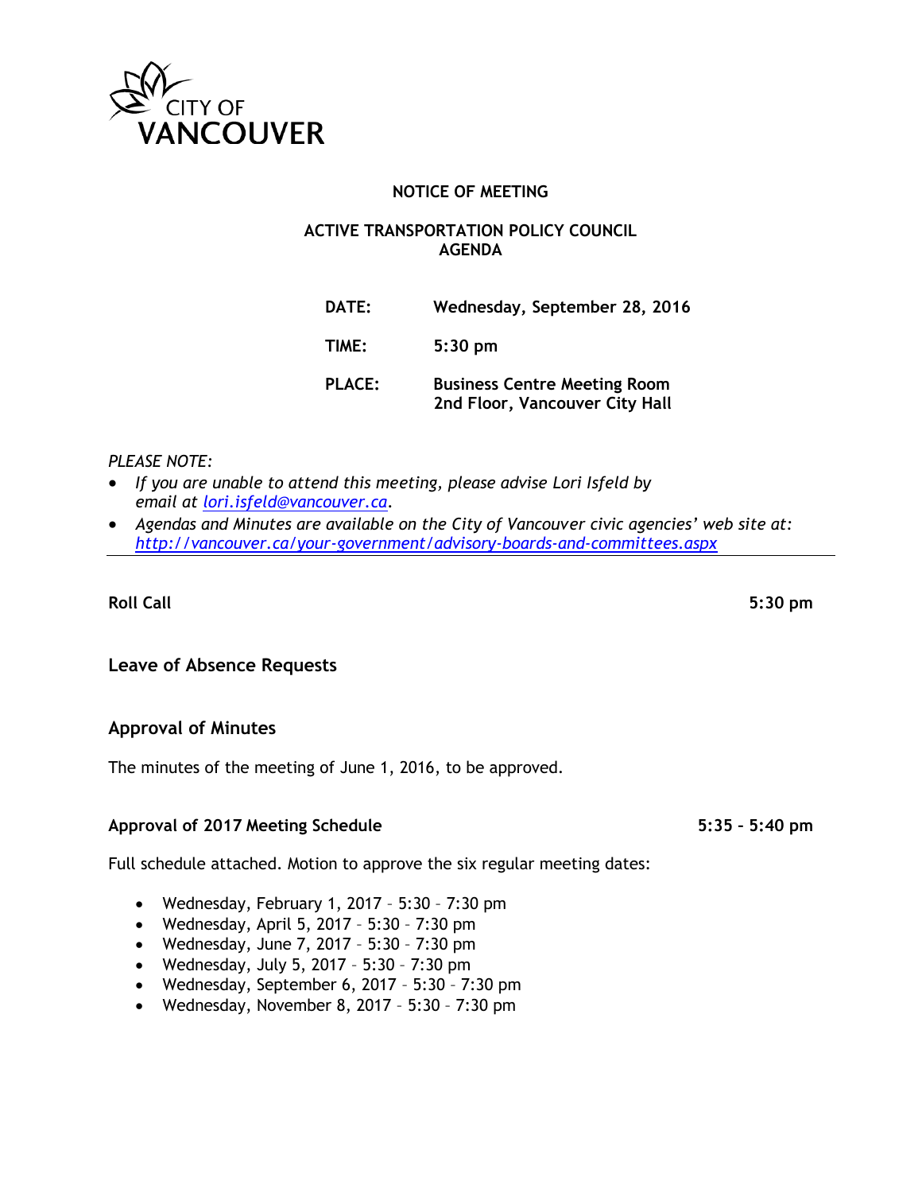CITY OF VANCOUVER

**NOTICE OF MEETING**

**ACTIVE TRANSPORTATION POLICY COUNCIL**
**AGENDA**

| | |
|---|---|
| **DATE:** | **Wednesday, September 28, 2016** |
| **TIME:** | **5:30 pm** |
| **PLACE:** | **Business Centre Meeting Room**<br>**2nd Floor, Vancouver City Hall** |

*PLEASE NOTE:*

- *If you are unable to attend this meeting, please advise Lori Isfeld by email at lori.isfeld@vancouver.ca.*
- *Agendas and Minutes are available on the City of Vancouver civic agencies' web site at: http://vancouver.ca/your-government/advisory-boards-and-committees.aspx*

---

**Roll Call** 5:30 pm

### Leave of Absence Requests

### Approval of Minutes

The minutes of the meeting of June 1, 2016, to be approved.

**Approval of 2017 Meeting Schedule** 5:35 – 5:40 pm

Full schedule attached. Motion to approve the six regular meeting dates:

- Wednesday, February 1, 2017 – 5:30 – 7:30 pm
- Wednesday, April 5, 2017 – 5:30 - 7:30 pm
- Wednesday, June 7, 2017 – 5:30 - 7:30 pm
- Wednesday, July 5, 2017 – 5:30 – 7:30 pm
- Wednesday, September 6, 2017 – 5:30 – 7:30 pm
- Wednesday, November 8, 2017 – 5:30 – 7:30 pm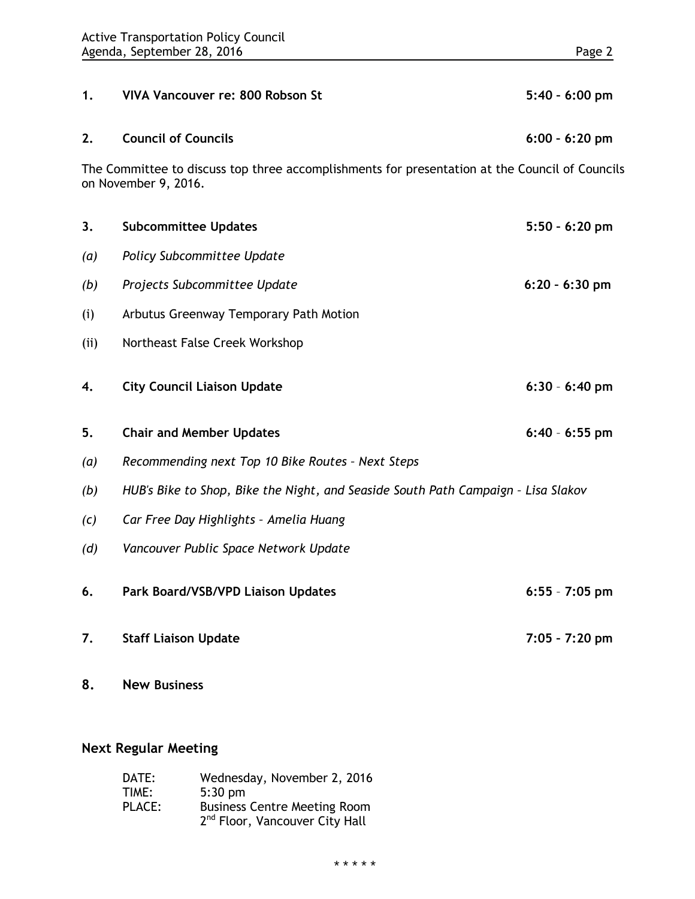**1. VIVA Vancouver re: 800 Robson St** 5:40 – 6:00 pm

**2. Council of Councils** 6:00 – 6:20 pm

The Committee to discuss top three accomplishments for presentation at the Council of Councils on November 9, 2016.

**3. Subcommittee Updates** 5:50 – 6:20 pm

*(a) Policy Subcommittee Update*

*(b) Projects Subcommittee Update* 6:20 – 6:30 pm

(i) Arbutus Greenway Temporary Path Motion

(ii) Northeast False Creek Workshop

**4. City Council Liaison Update** 6:30 – 6:40 pm

**5. Chair and Member Updates** 6:40 – 6:55 pm

*(a) Recommending next Top 10 Bike Routes – Next Steps*

*(b) HUB's Bike to Shop, Bike the Night, and Seaside South Path Campaign – Lisa Slakov*

*(c) Car Free Day Highlights – Amelia Huang*

*(d) Vancouver Public Space Network Update*

**6. Park Board/VSB/VPD Liaison Updates** 6:55 – 7:05 pm

**7. Staff Liaison Update** 7:05 – 7:20 pm

**8. New Business**

## Next Regular Meeting

DATE: Wednesday, November 2, 2016
TIME: 5:30 pm
PLACE: Business Centre Meeting Room
2nd Floor, Vancouver City Hall

\* \* \* \* \*